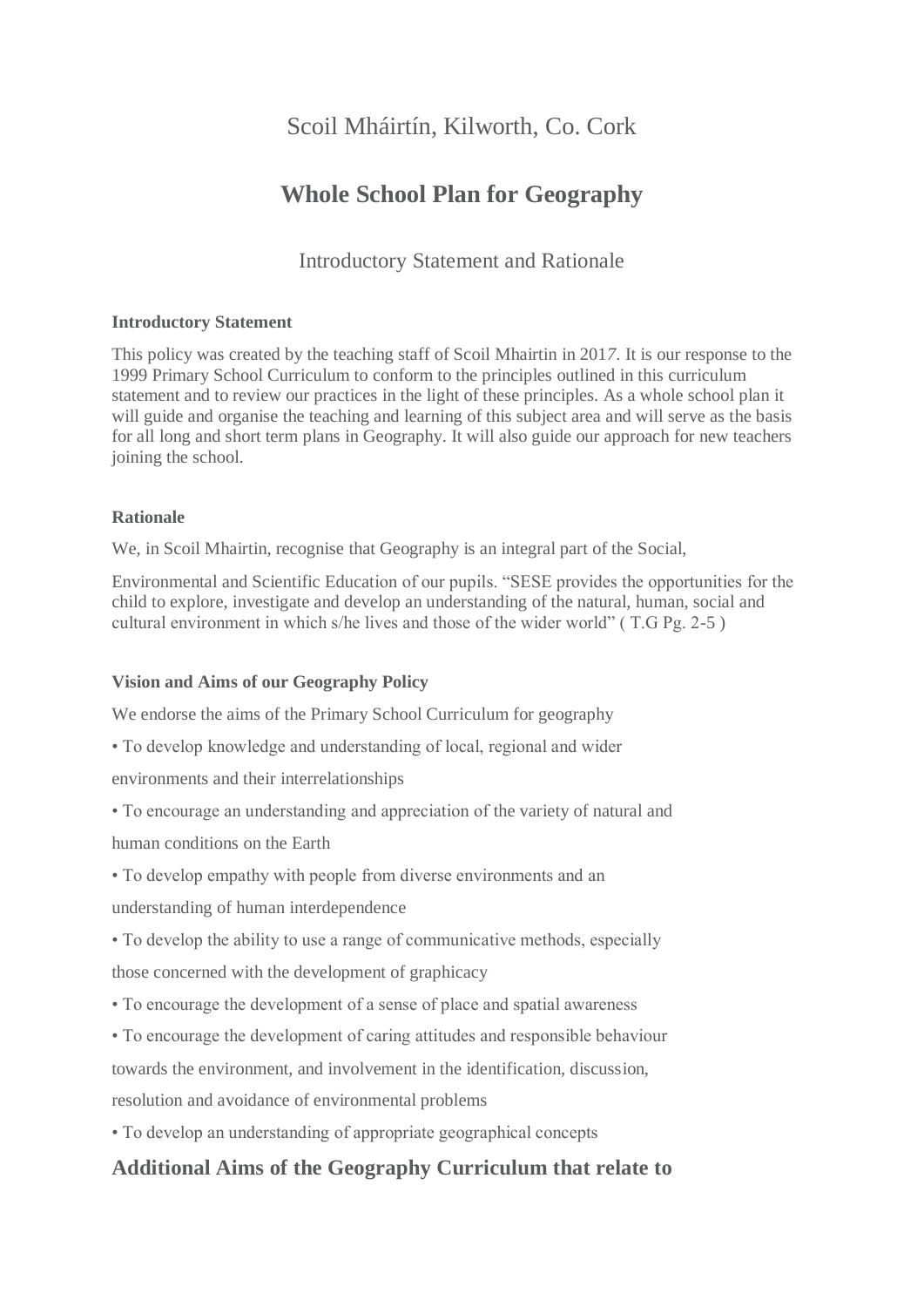Scoil Mháirtín, Kilworth, Co. Cork

# Whole School Plan for Geography

## Introductory Statement and Rationale

**Introductory Statement**

This policy was created by the teaching staff of Scoil Mhairtin in 2017. It is our response to the 1999 Primary School Curriculum to conform to the principles outlined in this curriculum statement and to review our practices in the light of these principles. As a whole school plan it will guide and organise the teaching and learning of this subject area and will serve as the basis for all long and short term plans in Geography. It will also guide our approach for new teachers joining the school.

**Rationale**

We, in Scoil Mhairtin, recognise that Geography is an integral part of the Social,

Environmental and Scientific Education of our pupils. "SESE provides the opportunities for the child to explore, investigate and develop an understanding of the natural, human, social and cultural environment in which s/he lives and those of the wider world" ( T.G Pg. 2-5 )

**Vision and Aims of our Geography Policy**

We endorse the aims of the Primary School Curriculum for geography

- To develop knowledge and understanding of local, regional and wider environments and their interrelationships
- To encourage an understanding and appreciation of the variety of natural and human conditions on the Earth
- To develop empathy with people from diverse environments and an understanding of human interdependence
- To develop the ability to use a range of communicative methods, especially those concerned with the development of graphicacy
- To encourage the development of a sense of place and spatial awareness
- To encourage the development of caring attitudes and responsible behaviour towards the environment, and involvement in the identification, discussion, resolution and avoidance of environmental problems
- To develop an understanding of appropriate geographical concepts

## Additional Aims of the Geography Curriculum that relate to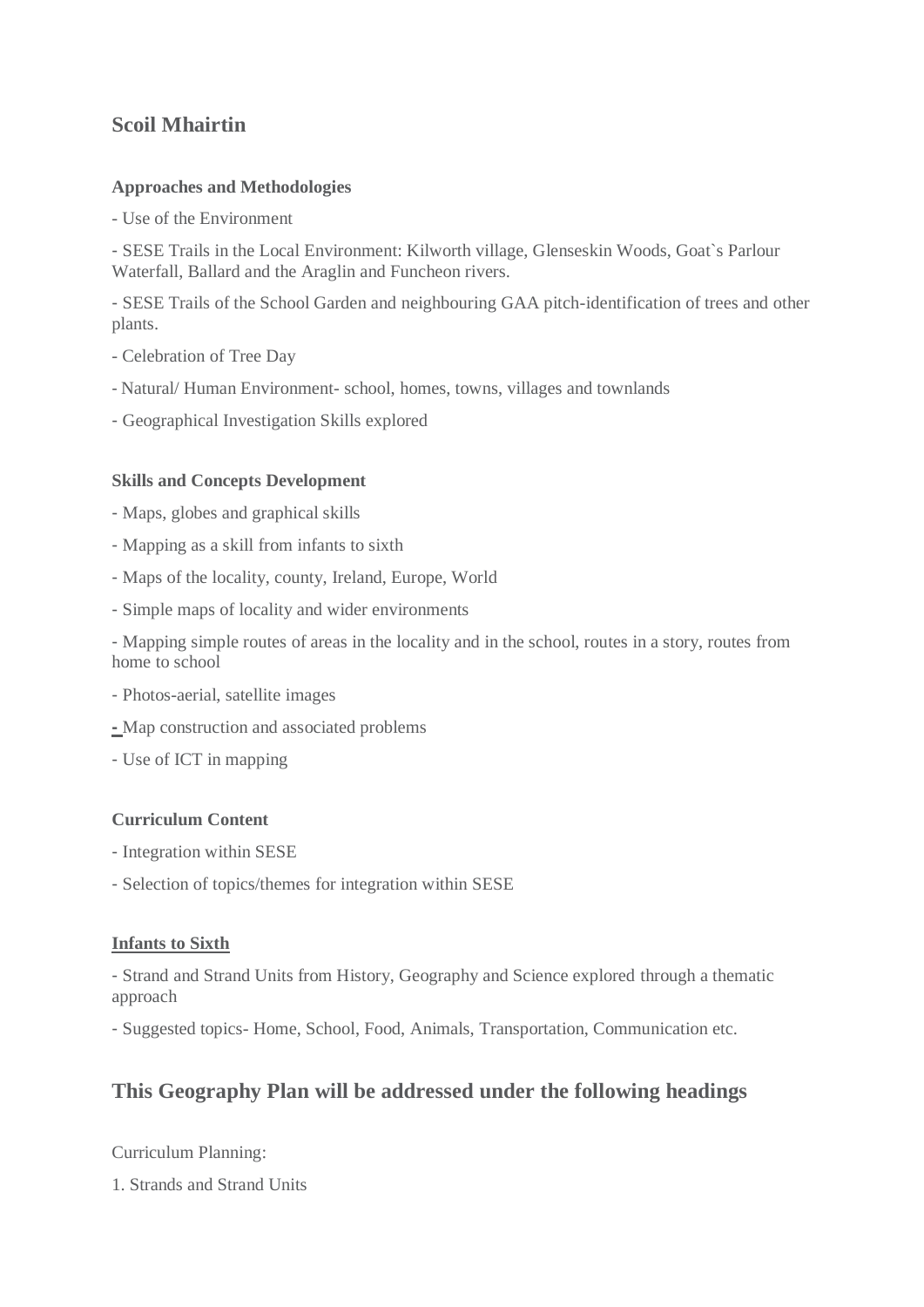## Scoil Mhairtin

**Approaches and Methodologies**

- Use of the Environment

- SESE Trails in the Local Environment: Kilworth village, Glenseskin Woods, Goat`s Parlour Waterfall, Ballard and the Araglin and Funcheon rivers.

- SESE Trails of the School Garden and neighbouring GAA pitch-identification of trees and other plants.

- Celebration of Tree Day

- Natural/ Human Environment- school, homes, towns, villages and townlands

- Geographical Investigation Skills explored

**Skills and Concepts Development**

- Maps, globes and graphical skills

- Mapping as a skill from infants to sixth

- Maps of the locality, county, Ireland, Europe, World

- Simple maps of locality and wider environments

- Mapping simple routes of areas in the locality and in the school, routes in a story, routes from home to school

- Photos-aerial, satellite images

- Map construction and associated problems

- Use of ICT in mapping

**Curriculum Content**

- Integration within SESE

- Selection of topics/themes for integration within SESE

**Infants to Sixth**

- Strand and Strand Units from History, Geography and Science explored through a thematic approach

- Suggested topics- Home, School, Food, Animals, Transportation, Communication etc.

## This Geography Plan will be addressed under the following headings

Curriculum Planning:

1. Strands and Strand Units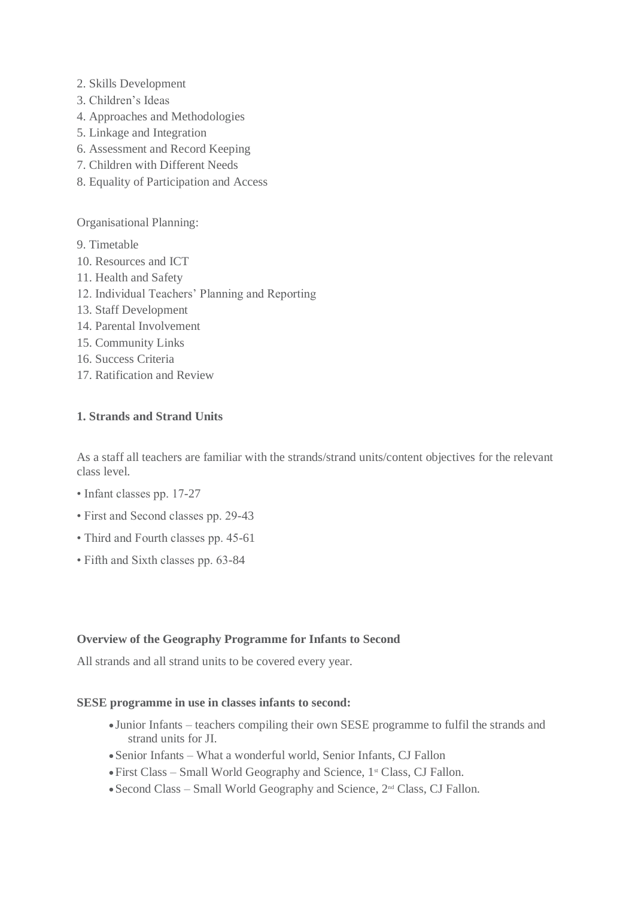2. Skills Development
3. Children's Ideas
4. Approaches and Methodologies
5. Linkage and Integration
6. Assessment and Record Keeping
7. Children with Different Needs
8. Equality of Participation and Access

Organisational Planning:

9. Timetable
10. Resources and ICT
11. Health and Safety
12. Individual Teachers' Planning and Reporting
13. Staff Development
14. Parental Involvement
15. Community Links
16. Success Criteria
17. Ratification and Review

**1. Strands and Strand Units**

As a staff all teachers are familiar with the strands/strand units/content objectives for the relevant class level.

- Infant classes pp. 17-27
- First and Second classes pp. 29-43
- Third and Fourth classes pp. 45-61
- Fifth and Sixth classes pp. 63-84

**Overview of the Geography Programme for Infants to Second**

All strands and all strand units to be covered every year.

**SESE programme in use in classes infants to second:**

- Junior Infants – teachers compiling their own SESE programme to fulfil the strands and strand units for JI.
- Senior Infants – What a wonderful world, Senior Infants, CJ Fallon
- First Class – Small World Geography and Science, 1st Class, CJ Fallon.
- Second Class – Small World Geography and Science, 2nd Class, CJ Fallon.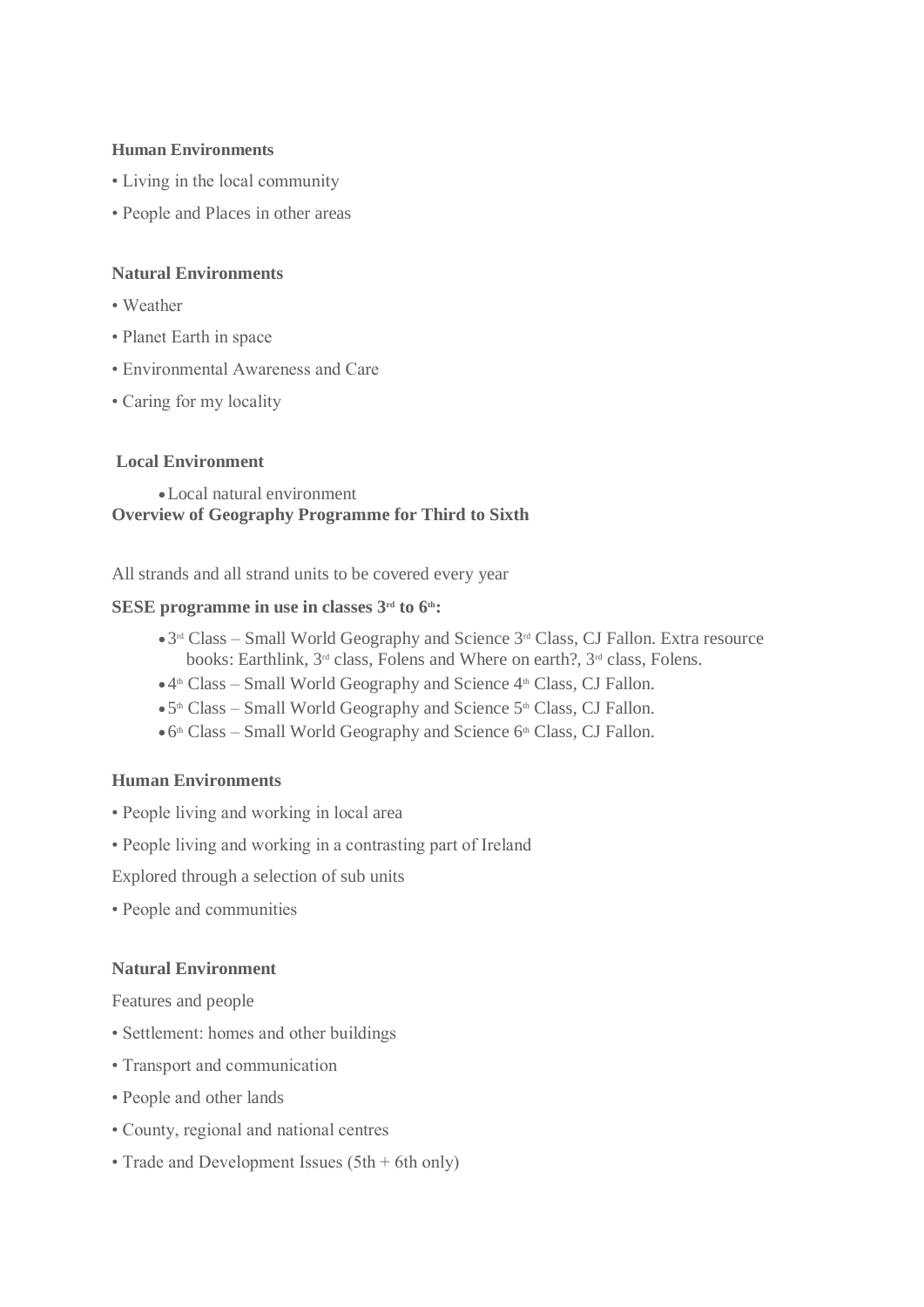**Human Environments**

- Living in the local community
- People and Places in other areas

**Natural Environments**

- Weather
- Planet Earth in space
- Environmental Awareness and Care
- Caring for my locality

**Local Environment**

- Local natural environment

**Overview of Geography Programme for Third to Sixth**

All strands and all strand units to be covered every year

**SESE programme in use in classes 3rd to 6th:**

- 3rd Class – Small World Geography and Science 3rd Class, CJ Fallon. Extra resource books: Earthlink, 3rd class, Folens and Where on earth?, 3rd class, Folens.
- 4th Class – Small World Geography and Science 4th Class, CJ Fallon.
- 5th Class – Small World Geography and Science 5th Class, CJ Fallon.
- 6th Class – Small World Geography and Science 6th Class, CJ Fallon.

**Human Environments**

- People living and working in local area
- People living and working in a contrasting part of Ireland

Explored through a selection of sub units

- People and communities

**Natural Environment**

Features and people

- Settlement: homes and other buildings
- Transport and communication
- People and other lands
- County, regional and national centres
- Trade and Development Issues (5th + 6th only)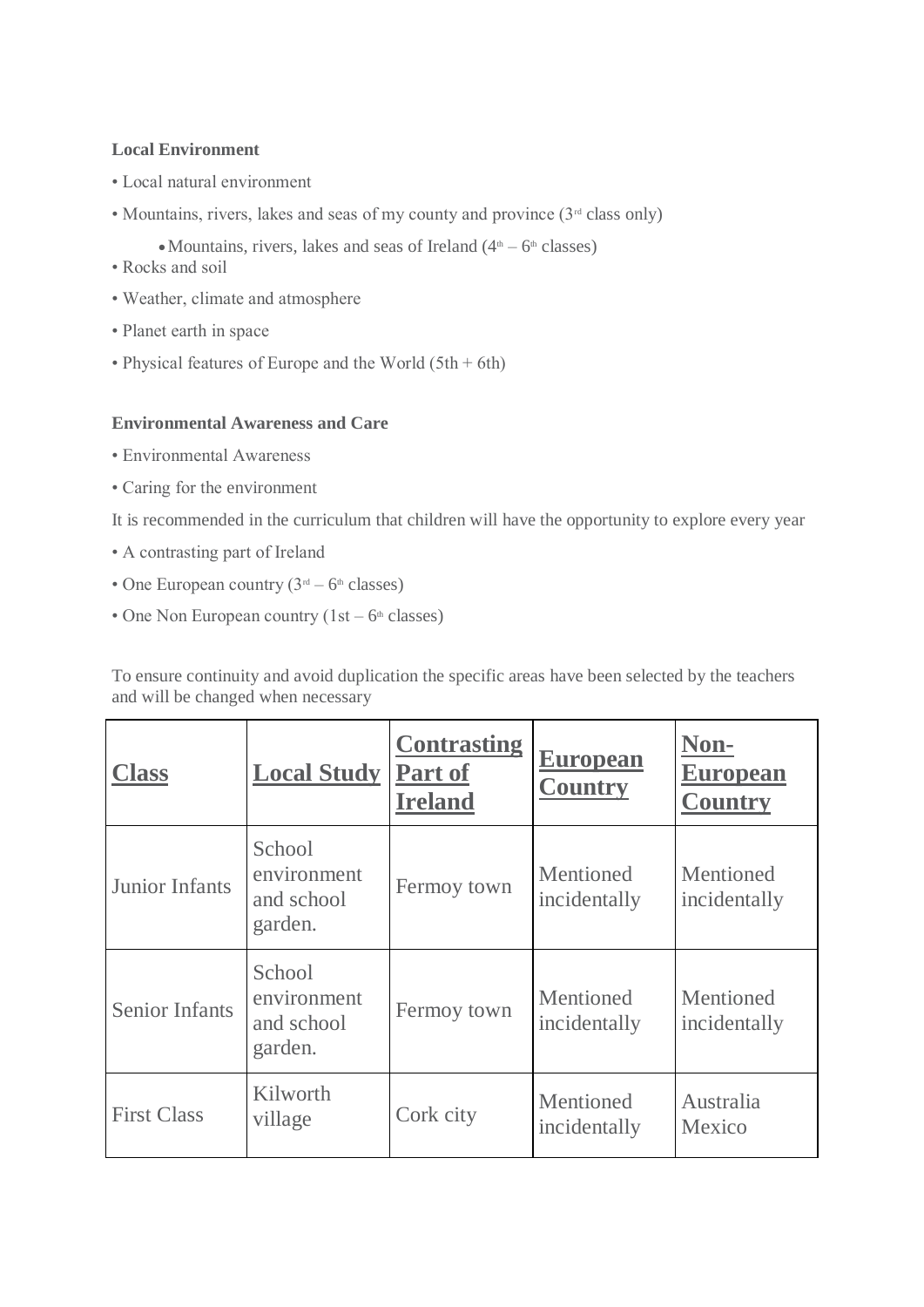**Local Environment**

- Local natural environment
- Mountains, rivers, lakes and seas of my county and province (3rd class only)
  - Mountains, rivers, lakes and seas of Ireland (4th – 6th classes)
- Rocks and soil
- Weather, climate and atmosphere
- Planet earth in space
- Physical features of Europe and the World (5th + 6th)

**Environmental Awareness and Care**

- Environmental Awareness
- Caring for the environment

It is recommended in the curriculum that children will have the opportunity to explore every year

- A contrasting part of Ireland
- One European country (3rd – 6th classes)
- One Non European country (1st – 6th classes)

To ensure continuity and avoid duplication the specific areas have been selected by the teachers and will be changed when necessary

| **Class** | **Local Study** | **Contrasting Part of Ireland** | **European Country** | **Non-European Country** |
|---|---|---|---|---|
| Junior Infants | School environment and school garden. | Fermoy town | Mentioned incidentally | Mentioned incidentally |
| Senior Infants | School environment and school garden. | Fermoy town | Mentioned incidentally | Mentioned incidentally |
| First Class | Kilworth village | Cork city | Mentioned incidentally | Australia Mexico |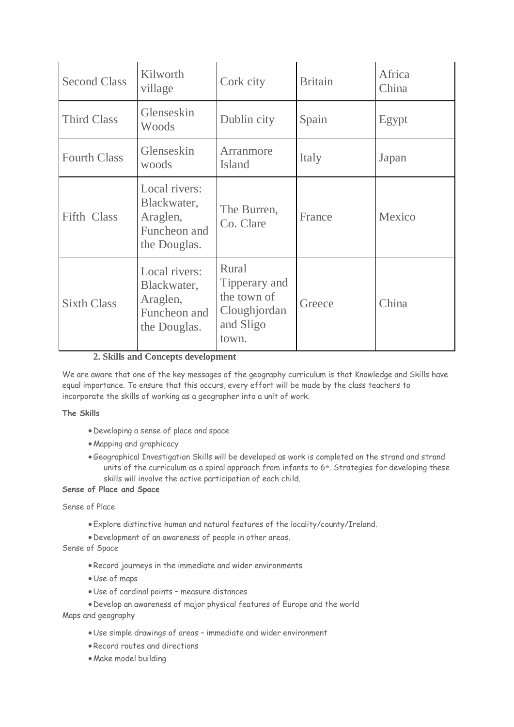| Second Class | Kilworth village | Cork city | Britain | Africa China |
|---|---|---|---|---|
| Third Class | Glenseskin Woods | Dublin city | Spain | Egypt |
| Fourth Class | Glenseskin woods | Arranmore Island | Italy | Japan |
| Fifth Class | Local rivers: Blackwater, Araglen, Funcheon and the Douglas. | The Burren, Co. Clare | France | Mexico |
| Sixth Class | Local rivers: Blackwater, Araglen, Funcheon and the Douglas. | Rural Tipperary and the town of Cloughjordan and Sligo town. | Greece | China |

**2. Skills and Concepts development**

We are aware that one of the key messages of the geography curriculum is that Knowledge and Skills have equal importance. To ensure that this occurs, every effort will be made by the class teachers to incorporate the skills of working as a geographer into a unit of work.

**The Skills**

- Developing a sense of place and space
- Mapping and graphicacy
- Geographical Investigation Skills will be developed as work is completed on the strand and strand units of the curriculum as a spiral approach from infants to 6th. Strategies for developing these skills will involve the active participation of each child.

**Sense of Place and Space**

Sense of Place

- Explore distinctive human and natural features of the locality/county/Ireland.
- Development of an awareness of people in other areas.

Sense of Space

- Record journeys in the immediate and wider environments
- Use of maps
- Use of cardinal points – measure distances
- Develop an awareness of major physical features of Europe and the world

Maps and geography

- Use simple drawings of areas – immediate and wider environment
- Record routes and directions
- Make model building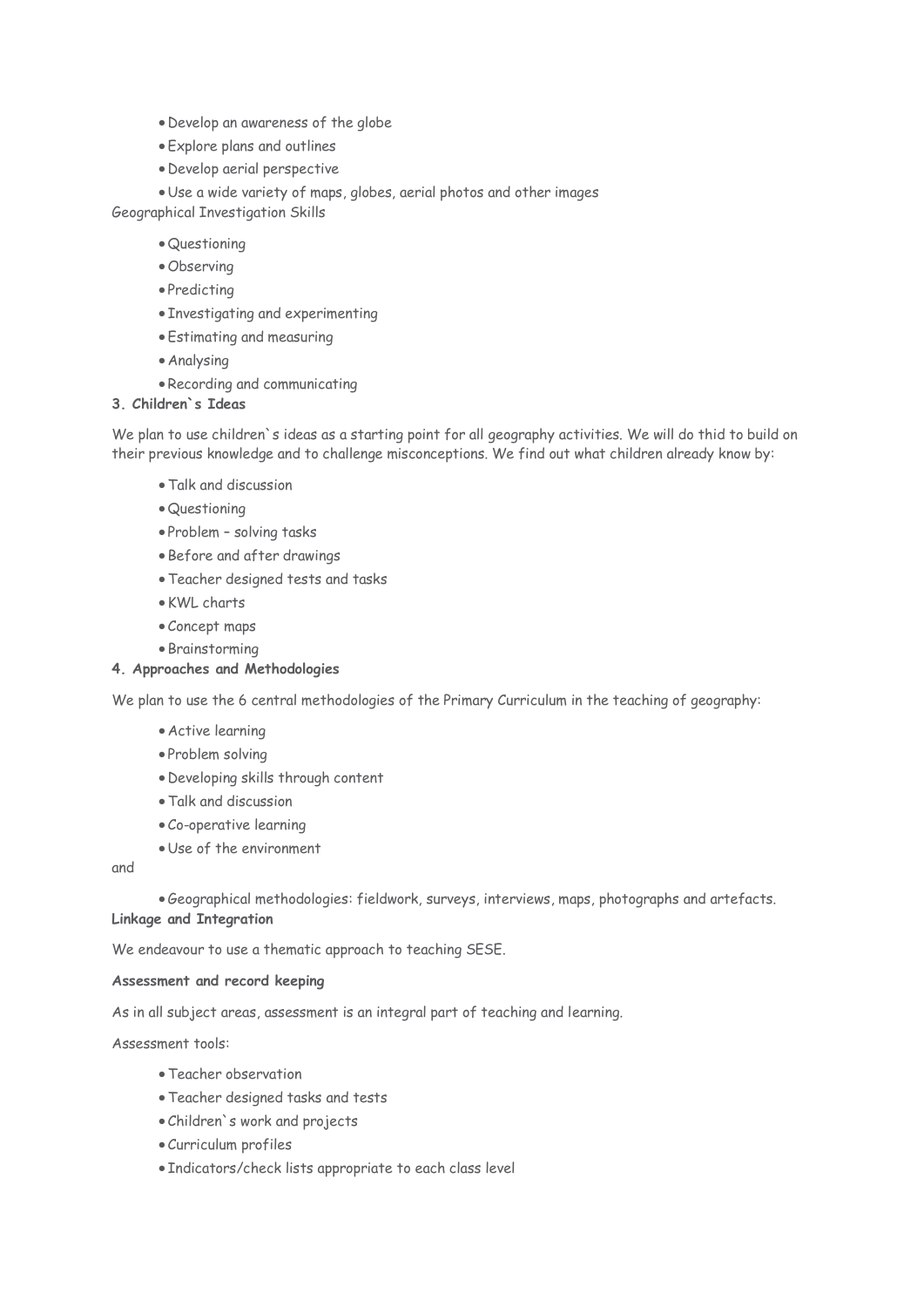- Develop an awareness of the globe
- Explore plans and outlines
- Develop aerial perspective
- Use a wide variety of maps, globes, aerial photos and other images

Geographical Investigation Skills

- Questioning
- Observing
- Predicting
- Investigating and experimenting
- Estimating and measuring
- Analysing
- Recording and communicating

**3. Children`s Ideas**

We plan to use children`s ideas as a starting point for all geography activities. We will do thid to build on their previous knowledge and to challenge misconceptions. We find out what children already know by:

- Talk and discussion
- Questioning
- Problem – solving tasks
- Before and after drawings
- Teacher designed tests and tasks
- KWL charts
- Concept maps
- Brainstorming

**4. Approaches and Methodologies**

We plan to use the 6 central methodologies of the Primary Curriculum in the teaching of geography:

- Active learning
- Problem solving
- Developing skills through content
- Talk and discussion
- Co-operative learning
- Use of the environment

and

- Geographical methodologies: fieldwork, surveys, interviews, maps, photographs and artefacts.

**Linkage and Integration**

We endeavour to use a thematic approach to teaching SESE.

**Assessment and record keeping**

As in all subject areas, assessment is an integral part of teaching and learning.

Assessment tools:

- Teacher observation
- Teacher designed tasks and tests
- Children`s work and projects
- Curriculum profiles
- Indicators/check lists appropriate to each class level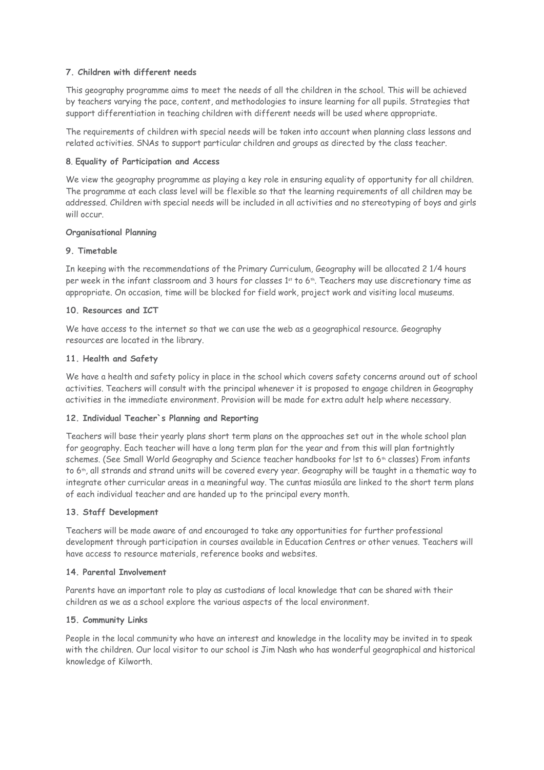### 7. Children with different needs

This geography programme aims to meet the needs of all the children in the school. This will be achieved by teachers varying the pace, content, and methodologies to insure learning for all pupils. Strategies that support differentiation in teaching children with different needs will be used where appropriate.

The requirements of children with special needs will be taken into account when planning class lessons and related activities. SNAs to support particular children and groups as directed by the class teacher.

### 8. Equality of Participation and Access

We view the geography programme as playing a key role in ensuring equality of opportunity for all children. The programme at each class level will be flexible so that the learning requirements of all children may be addressed. Children with special needs will be included in all activities and no stereotyping of boys and girls will occur.

### Organisational Planning

### 9. Timetable

In keeping with the recommendations of the Primary Curriculum, Geography will be allocated 2 1/4 hours per week in the infant classroom and 3 hours for classes 1st to 6th. Teachers may use discretionary time as appropriate. On occasion, time will be blocked for field work, project work and visiting local museums.

### 10. Resources and ICT

We have access to the internet so that we can use the web as a geographical resource. Geography resources are located in the library.

### 11. Health and Safety

We have a health and safety policy in place in the school which covers safety concerns around out of school activities. Teachers will consult with the principal whenever it is proposed to engage children in Geography activities in the immediate environment. Provision will be made for extra adult help where necessary.

### 12. Individual Teacher`s Planning and Reporting

Teachers will base their yearly plans short term plans on the approaches set out in the whole school plan for geography. Each teacher will have a long term plan for the year and from this will plan fortnightly schemes. (See Small World Geography and Science teacher handbooks for !st to 6th classes) From infants to 6th, all strands and strand units will be covered every year. Geography will be taught in a thematic way to integrate other curricular areas in a meaningful way. The cuntas miosúla are linked to the short term plans of each individual teacher and are handed up to the principal every month.

### 13. Staff Development

Teachers will be made aware of and encouraged to take any opportunities for further professional development through participation in courses available in Education Centres or other venues. Teachers will have access to resource materials, reference books and websites.

### 14. Parental Involvement

Parents have an important role to play as custodians of local knowledge that can be shared with their children as we as a school explore the various aspects of the local environment.

### 15. Community Links

People in the local community who have an interest and knowledge in the locality may be invited in to speak with the children. Our local visitor to our school is Jim Nash who has wonderful geographical and historical knowledge of Kilworth.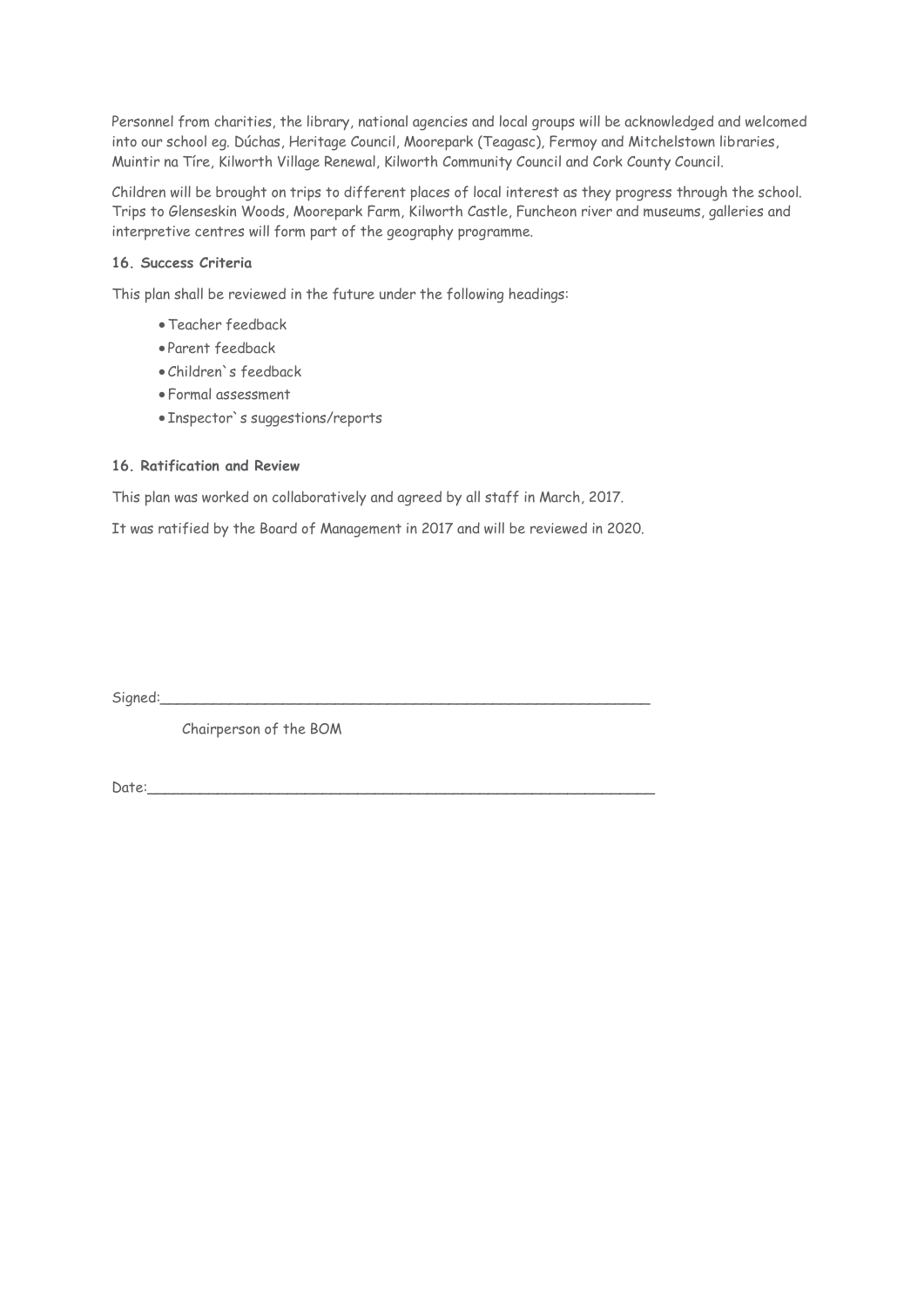Personnel from charities, the library, national agencies and local groups will be acknowledged and welcomed into our school eg. Dúchas, Heritage Council, Moorepark (Teagasc), Fermoy and Mitchelstown libraries, Muintir na Tíre, Kilworth Village Renewal, Kilworth Community Council and Cork County Council.

Children will be brought on trips to different places of local interest as they progress through the school. Trips to Glenseskin Woods, Moorepark Farm, Kilworth Castle, Funcheon river and museums, galleries and interpretive centres will form part of the geography programme.

### 16. Success Criteria

This plan shall be reviewed in the future under the following headings:

- Teacher feedback
- Parent feedback
- Children`s feedback
- Formal assessment
- Inspector`s suggestions/reports

### 16. Ratification and Review

This plan was worked on collaboratively and agreed by all staff in March, 2017.

It was ratified by the Board of Management in 2017 and will be reviewed in 2020.

Signed:\_\_\_\_\_\_\_\_\_\_\_\_\_\_\_\_\_\_\_\_\_\_\_\_\_\_\_\_\_\_\_\_\_\_\_\_\_\_\_\_\_\_\_\_\_\_\_\_\_\_\_\_\_\_\_\_

Chairperson of the BOM

Date:\_\_\_\_\_\_\_\_\_\_\_\_\_\_\_\_\_\_\_\_\_\_\_\_\_\_\_\_\_\_\_\_\_\_\_\_\_\_\_\_\_\_\_\_\_\_\_\_\_\_\_\_\_\_\_\_\_\_